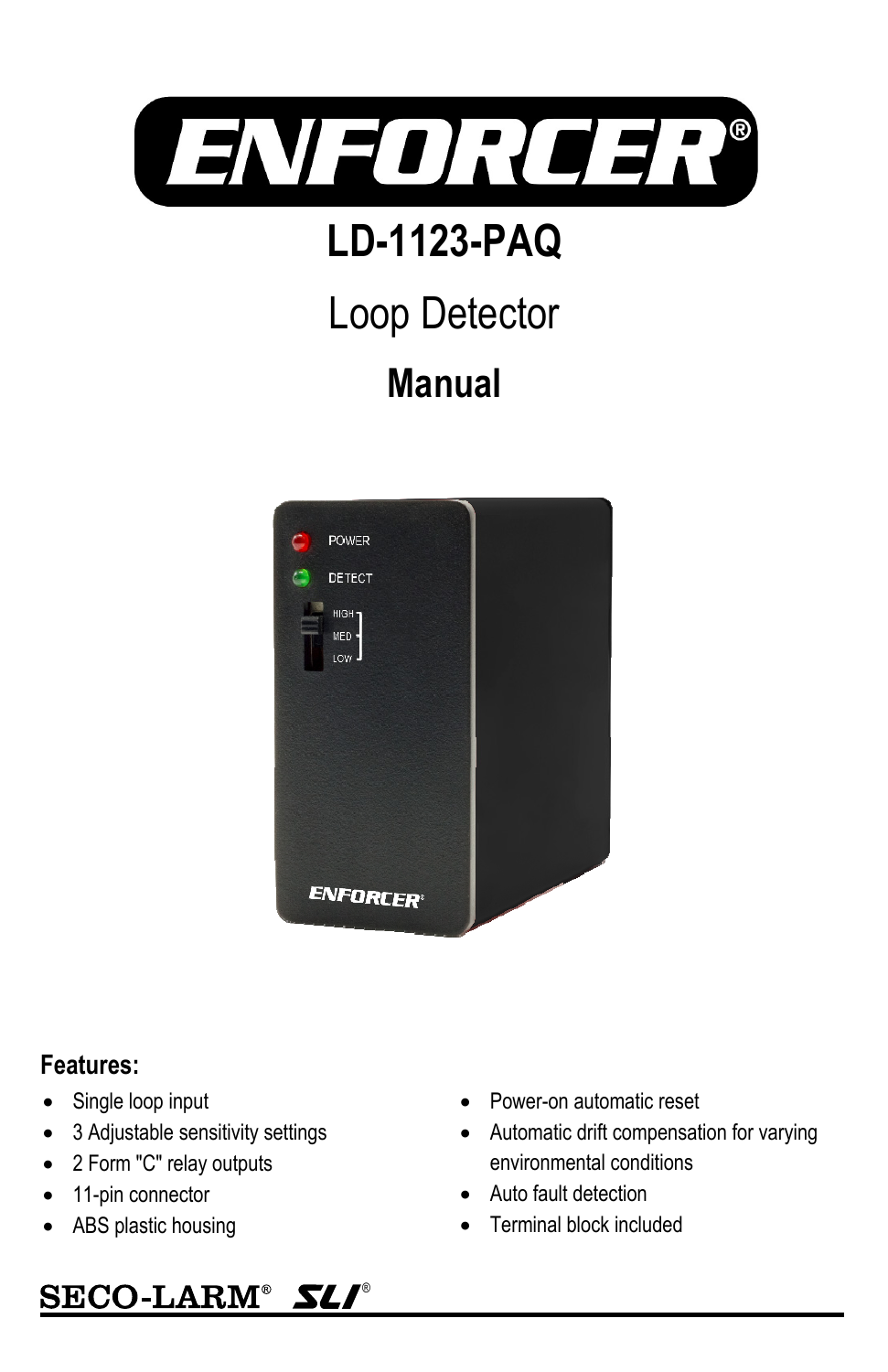# ENFORCER®

# LD-1123-PAQ

## Loop Detector

## Manual

### Features:

- Single loop input
- 3 Adjustable sensitivity settings
- 2 Form "C" relay outputs
- 11-pin connector
- ABS plastic housing
- Power-on automatic reset
- Automatic drift compensation for varying environmental conditions
- Auto fault detection
- Terminal block included

SECO-LARM® SLI®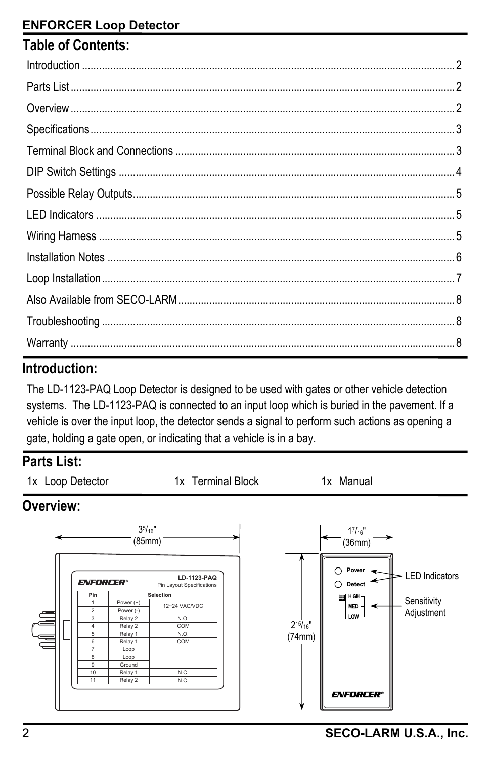## Table of Contents:

Introduction .......... 2

Parts List .......... 2

Overview .......... 2

Specifications .......... 3

Terminal Block and Connections .......... 3

DIP Switch Settings .......... 4

Possible Relay Outputs .......... 5

LED Indicators .......... 5

Wiring Harness .......... 5

Installation Notes .......... 6

Loop Installation .......... 7

Also Available from SECO-LARM .......... 8

Troubleshooting .......... 8

Warranty .......... 8

## Introduction:

The LD-1123-PAQ Loop Detector is designed to be used with gates or other vehicle detection systems. The LD-1123-PAQ is connected to an input loop which is buried in the pavement. If a vehicle is over the input loop, the detector sends a signal to perform such actions as opening a gate, holding a gate open, or indicating that a vehicle is in a bay.

## Parts List:

1x Loop Detector

1x Terminal Block

1x Manual

## Overview:

3 5/16" (85mm)

ENFORCER®

LD-1123-PAQ
Pin Layout Specifications

| Pin | Selection | |
|---|---|---|
| 1 | Power (+) | 12~24 VAC/VDC |
| 2 | Power (-) | |
| 3 | Relay 2 | N.O. |
| 4 | Relay 2 | COM |
| 5 | Relay 1 | N.O. |
| 6 | Relay 1 | COM |
| 7 | Loop | |
| 8 | Loop | |
| 9 | Ground | |
| 10 | Relay 1 | N.C. |
| 11 | Relay 2 | N.C. |

1 7/16" (36mm)

2 15/16" (74mm)

Power

Detect

LED Indicators

HIGH

MED

LOW

Sensitivity Adjustment

ENFORCER®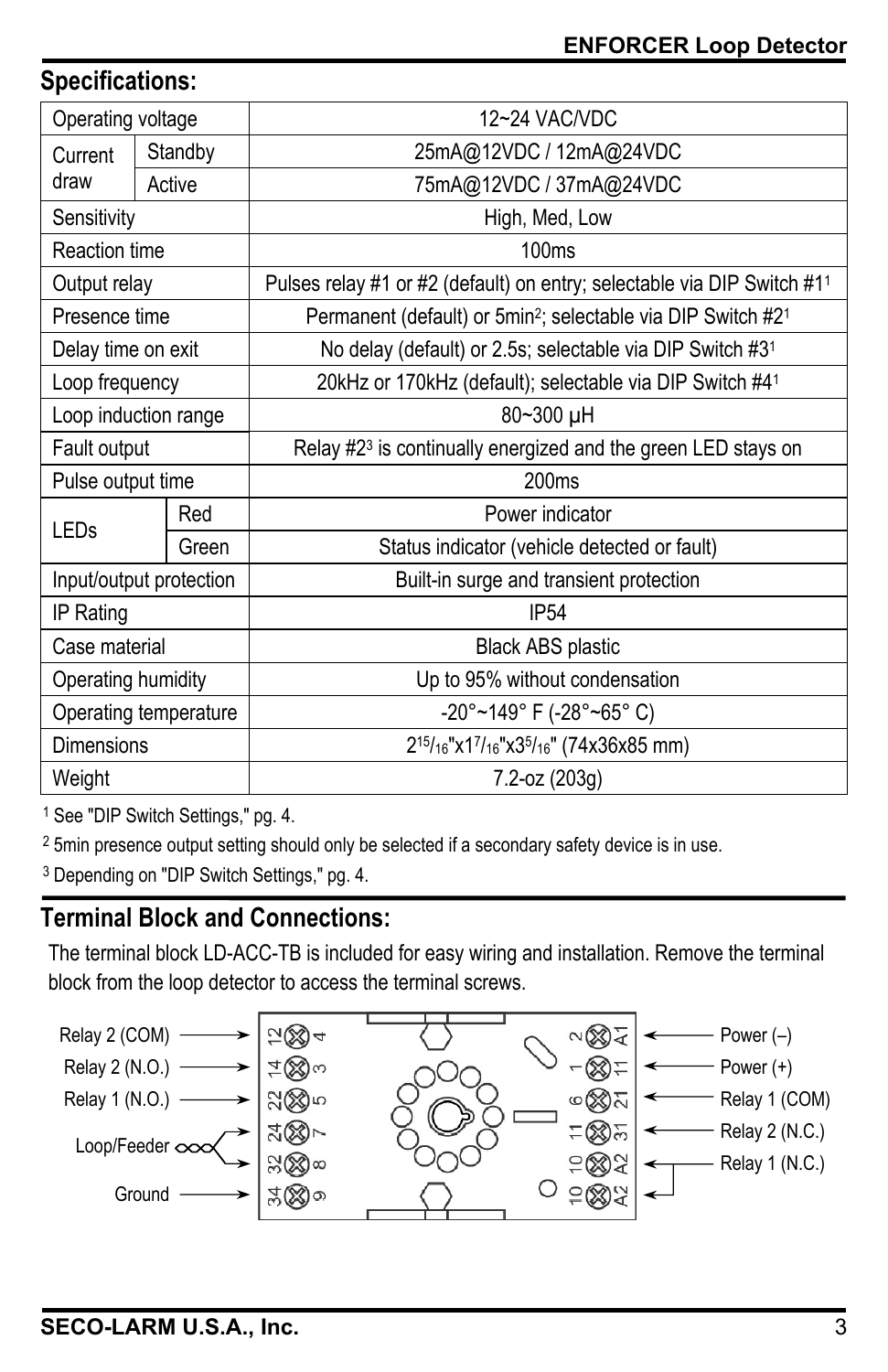## Specifications:

| | | |
|---|---|---|
| Operating voltage | | 12~24 VAC/VDC |
| Current draw | Standby | 25mA@12VDC / 12mA@24VDC |
| | Active | 75mA@12VDC / 37mA@24VDC |
| Sensitivity | | High, Med, Low |
| Reaction time | | 100ms |
| Output relay | | Pulses relay #1 or #2 (default) on entry; selectable via DIP Switch #1[1] |
| Presence time | | Permanent (default) or 5min[2]; selectable via DIP Switch #2[1] |
| Delay time on exit | | No delay (default) or 2.5s; selectable via DIP Switch #3[1] |
| Loop frequency | | 20kHz or 170kHz (default); selectable via DIP Switch #4[1] |
| Loop induction range | | 80~300 μH |
| Fault output | | Relay #2[3] is continually energized and the green LED stays on |
| Pulse output time | | 200ms |
| LEDs | Red | Power indicator |
| | Green | Status indicator (vehicle detected or fault) |
| Input/output protection | | Built-in surge and transient protection |
| IP Rating | | IP54 |
| Case material | | Black ABS plastic |
| Operating humidity | | Up to 95% without condensation |
| Operating temperature | | -20°~149° F (-28°~65° C) |
| Dimensions | | 2 15/16"x1 7/16"x3 5/16" (74x36x85 mm) |
| Weight | | 7.2-oz (203g) |

[1] See "DIP Switch Settings," pg. 4.

[2] 5min presence output setting should only be selected if a secondary safety device is in use.

[3] Depending on "DIP Switch Settings," pg. 4.

## Terminal Block and Connections:

The terminal block LD-ACC-TB is included for easy wiring and installation. Remove the terminal block from the loop detector to access the terminal screws.

Relay 2 (COM) — 12 / 4
Relay 2 (N.O.) — 14 / 3
Relay 1 (N.O.) — 22 / 5
Loop/Feeder — 24 / 7
Loop/Feeder — 32 / 8
Ground — 34 / 9

Power (–) — 2 / A1
Power (+) — 1 / 11
Relay 1 (COM) — 6 / 21
Relay 2 (N.C.) — 11 / 31
Relay 1 (N.C.) — 10 / A2
Relay 1 (N.C.) — 10 / A2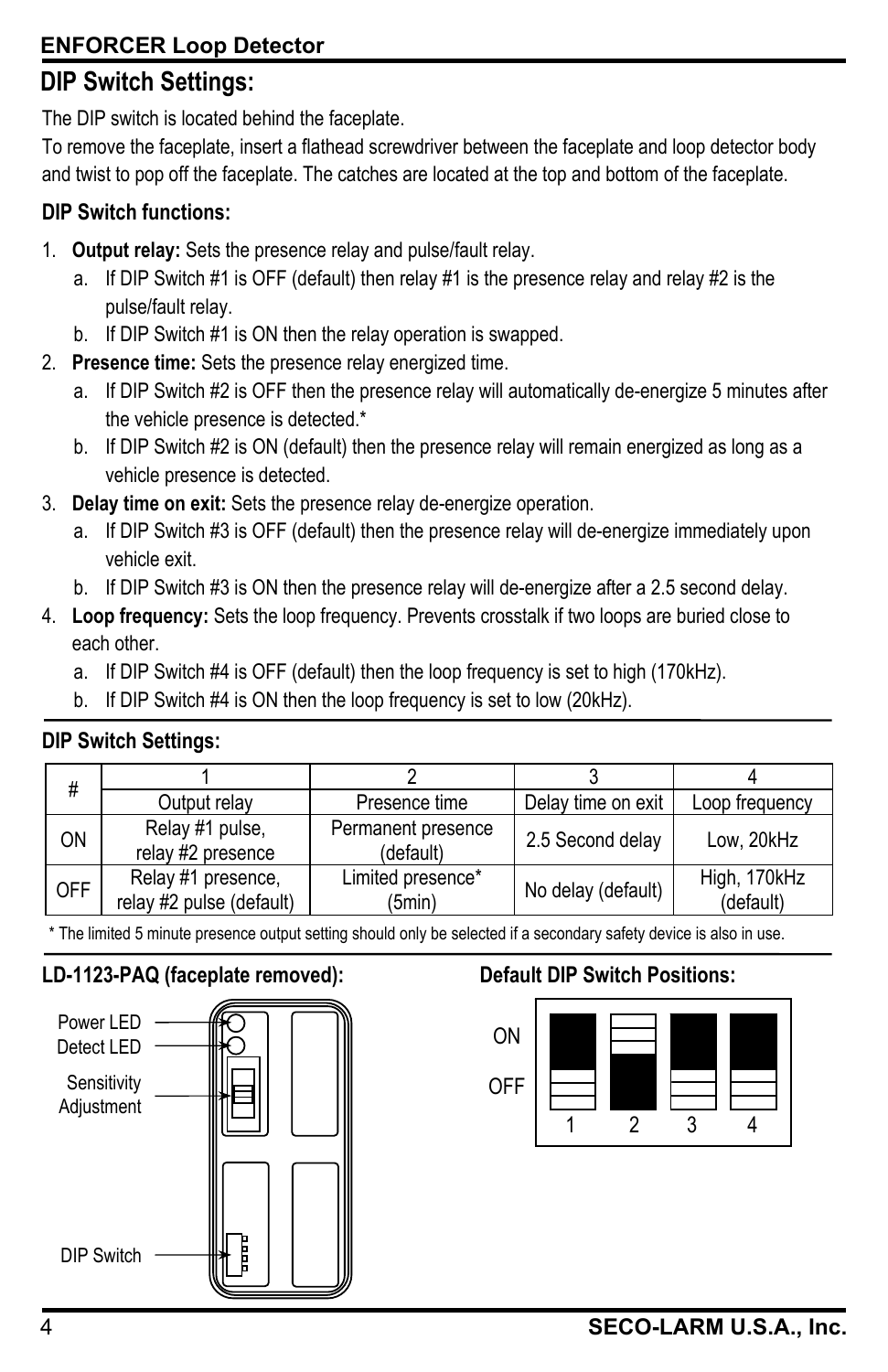## DIP Switch Settings:

The DIP switch is located behind the faceplate.

To remove the faceplate, insert a flathead screwdriver between the faceplate and loop detector body and twist to pop off the faceplate. The catches are located at the top and bottom of the faceplate.

### DIP Switch functions:

1. **Output relay:** Sets the presence relay and pulse/fault relay.
   a. If DIP Switch #1 is OFF (default) then relay #1 is the presence relay and relay #2 is the pulse/fault relay.
   b. If DIP Switch #1 is ON then the relay operation is swapped.
2. **Presence time:** Sets the presence relay energized time.
   a. If DIP Switch #2 is OFF then the presence relay will automatically de-energize 5 minutes after the vehicle presence is detected.*
   b. If DIP Switch #2 is ON (default) then the presence relay will remain energized as long as a vehicle presence is detected.
3. **Delay time on exit:** Sets the presence relay de-energize operation.
   a. If DIP Switch #3 is OFF (default) then the presence relay will de-energize immediately upon vehicle exit.
   b. If DIP Switch #3 is ON then the presence relay will de-energize after a 2.5 second delay.
4. **Loop frequency:** Sets the loop frequency. Prevents crosstalk if two loops are buried close to each other.
   a. If DIP Switch #4 is OFF (default) then the loop frequency is set to high (170kHz).
   b. If DIP Switch #4 is ON then the loop frequency is set to low (20kHz).

### DIP Switch Settings:

| # | 1 | 2 | 3 | 4 |
|---|---|---|---|---|
| | Output relay | Presence time | Delay time on exit | Loop frequency |
| ON | Relay #1 pulse, relay #2 presence | Permanent presence (default) | 2.5 Second delay | Low, 20kHz |
| OFF | Relay #1 presence, relay #2 pulse (default) | Limited presence* (5min) | No delay (default) | High, 170kHz (default) |

\* The limited 5 minute presence output setting should only be selected if a secondary safety device is also in use.

### LD-1123-PAQ (faceplate removed):

Power LED
Detect LED
Sensitivity Adjustment
DIP Switch

### Default DIP Switch Positions:

ON
OFF
1 2 3 4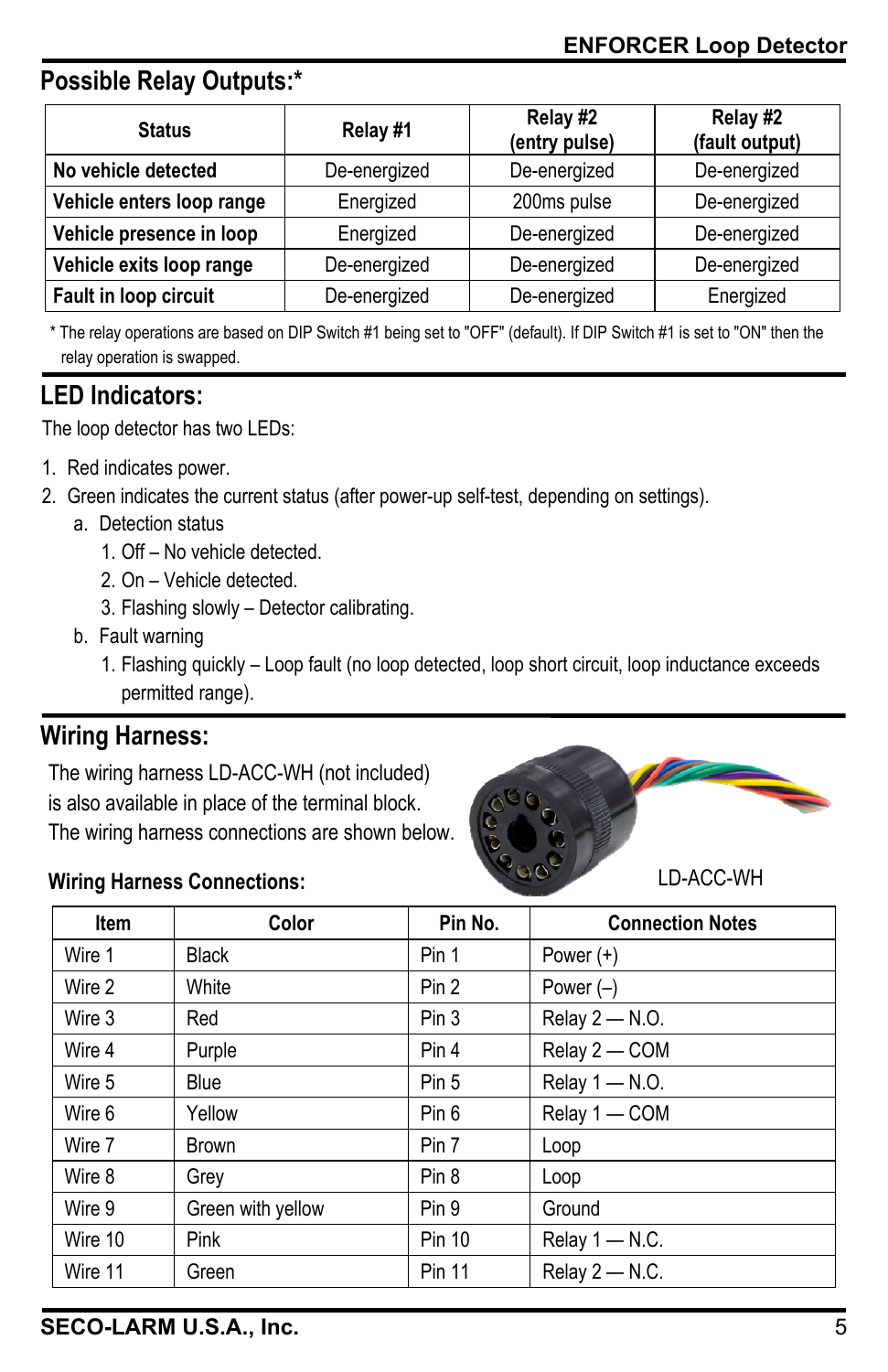## Possible Relay Outputs:*

| Status | Relay #1 | Relay #2 (entry pulse) | Relay #2 (fault output) |
|---|---|---|---|
| **No vehicle detected** | De-energized | De-energized | De-energized |
| **Vehicle enters loop range** | Energized | 200ms pulse | De-energized |
| **Vehicle presence in loop** | Energized | De-energized | De-energized |
| **Vehicle exits loop range** | De-energized | De-energized | De-energized |
| **Fault in loop circuit** | De-energized | De-energized | Energized |

* The relay operations are based on DIP Switch #1 being set to "OFF" (default). If DIP Switch #1 is set to "ON" then the relay operation is swapped.

## LED Indicators:

The loop detector has two LEDs:

1. Red indicates power.
2. Green indicates the current status (after power-up self-test, depending on settings).
   a. Detection status
      1. Off – No vehicle detected.
      2. On – Vehicle detected.
      3. Flashing slowly – Detector calibrating.
   b. Fault warning
      1. Flashing quickly – Loop fault (no loop detected, loop short circuit, loop inductance exceeds permitted range).

## Wiring Harness:

The wiring harness LD-ACC-WH (not included) is also available in place of the terminal block. The wiring harness connections are shown below.

LD-ACC-WH

**Wiring Harness Connections:**

| Item | Color | Pin No. | Connection Notes |
|---|---|---|---|
| Wire 1 | Black | Pin 1 | Power (+) |
| Wire 2 | White | Pin 2 | Power (–) |
| Wire 3 | Red | Pin 3 | Relay 2 — N.O. |
| Wire 4 | Purple | Pin 4 | Relay 2 — COM |
| Wire 5 | Blue | Pin 5 | Relay 1 — N.O. |
| Wire 6 | Yellow | Pin 6 | Relay 1 — COM |
| Wire 7 | Brown | Pin 7 | Loop |
| Wire 8 | Grey | Pin 8 | Loop |
| Wire 9 | Green with yellow | Pin 9 | Ground |
| Wire 10 | Pink | Pin 10 | Relay 1 — N.C. |
| Wire 11 | Green | Pin 11 | Relay 2 — N.C. |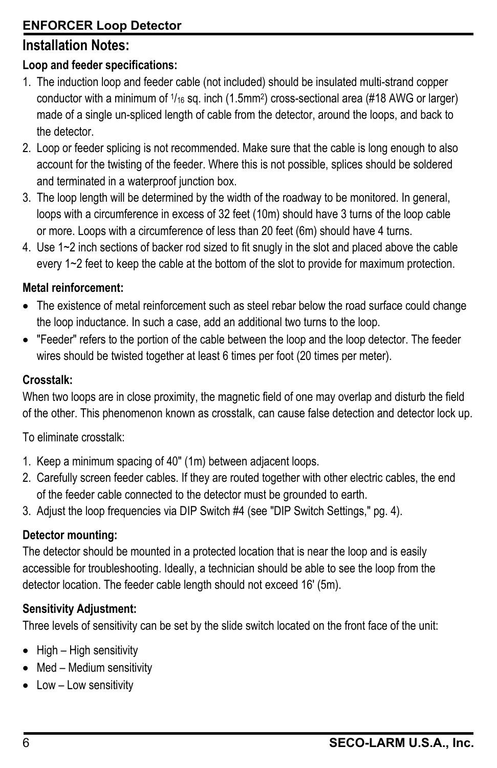## Installation Notes:

### Loop and feeder specifications:

1. The induction loop and feeder cable (not included) should be insulated multi-strand copper conductor with a minimum of $^{1}/_{16}$ sq. inch (1.5mm$^2$) cross-sectional area (#18 AWG or larger) made of a single un-spliced length of cable from the detector, around the loops, and back to the detector.
2. Loop or feeder splicing is not recommended. Make sure that the cable is long enough to also account for the twisting of the feeder. Where this is not possible, splices should be soldered and terminated in a waterproof junction box.
3. The loop length will be determined by the width of the roadway to be monitored. In general, loops with a circumference in excess of 32 feet (10m) should have 3 turns of the loop cable or more. Loops with a circumference of less than 20 feet (6m) should have 4 turns.
4. Use 1~2 inch sections of backer rod sized to fit snugly in the slot and placed above the cable every 1~2 feet to keep the cable at the bottom of the slot to provide for maximum protection.

### Metal reinforcement:

- The existence of metal reinforcement such as steel rebar below the road surface could change the loop inductance. In such a case, add an additional two turns to the loop.
- "Feeder" refers to the portion of the cable between the loop and the loop detector. The feeder wires should be twisted together at least 6 times per foot (20 times per meter).

### Crosstalk:

When two loops are in close proximity, the magnetic field of one may overlap and disturb the field of the other. This phenomenon known as crosstalk, can cause false detection and detector lock up.

To eliminate crosstalk:

1. Keep a minimum spacing of 40" (1m) between adjacent loops.
2. Carefully screen feeder cables. If they are routed together with other electric cables, the end of the feeder cable connected to the detector must be grounded to earth.
3. Adjust the loop frequencies via DIP Switch #4 (see "DIP Switch Settings," pg. 4).

### Detector mounting:

The detector should be mounted in a protected location that is near the loop and is easily accessible for troubleshooting. Ideally, a technician should be able to see the loop from the detector location. The feeder cable length should not exceed 16' (5m).

### Sensitivity Adjustment:

Three levels of sensitivity can be set by the slide switch located on the front face of the unit:

- High – High sensitivity
- Med – Medium sensitivity
- Low – Low sensitivity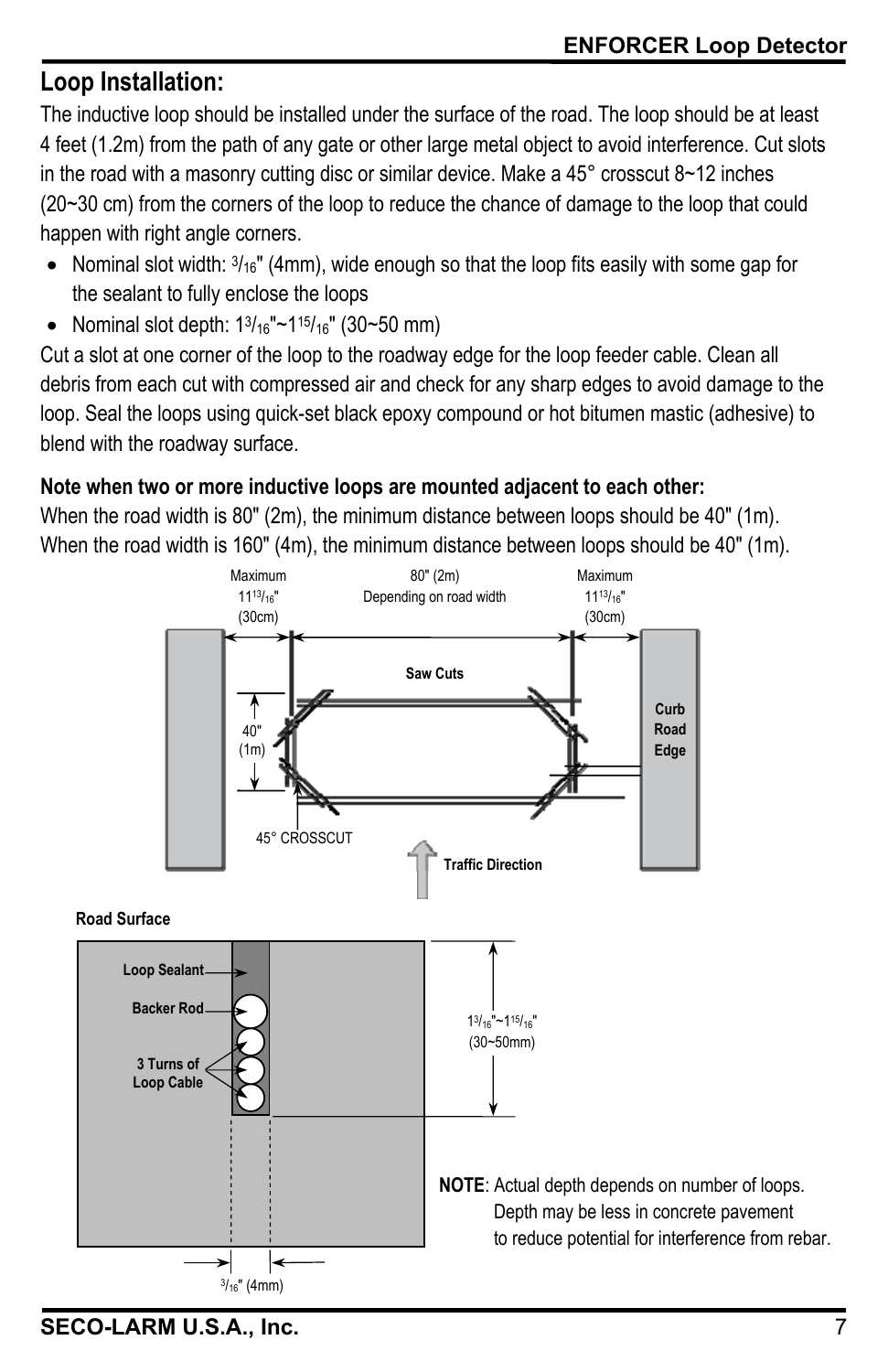## Loop Installation:

The inductive loop should be installed under the surface of the road. The loop should be at least 4 feet (1.2m) from the path of any gate or other large metal object to avoid interference. Cut slots in the road with a masonry cutting disc or similar device. Make a 45° crosscut 8~12 inches (20~30 cm) from the corners of the loop to reduce the chance of damage to the loop that could happen with right angle corners.

- Nominal slot width: 3/16" (4mm), wide enough so that the loop fits easily with some gap for the sealant to fully enclose the loops
- Nominal slot depth: 1 3/16"~1 15/16" (30~50 mm)

Cut a slot at one corner of the loop to the roadway edge for the loop feeder cable. Clean all debris from each cut with compressed air and check for any sharp edges to avoid damage to the loop. Seal the loops using quick-set black epoxy compound or hot bitumen mastic (adhesive) to blend with the roadway surface.

**Note when two or more inductive loops are mounted adjacent to each other:**
When the road width is 80" (2m), the minimum distance between loops should be 40" (1m).
When the road width is 160" (4m), the minimum distance between loops should be 40" (1m).

Maximum 11 13/16" (30cm)
80" (2m) Depending on road width
Maximum 11 13/16" (30cm)
Saw Cuts
40" (1m)
Curb Road Edge
45° CROSSCUT
Traffic Direction

Road Surface
Loop Sealant
Backer Rod
3 Turns of Loop Cable
1 3/16"~1 15/16" (30~50mm)
3/16" (4mm)

**NOTE**: Actual depth depends on number of loops. Depth may be less in concrete pavement to reduce potential for interference from rebar.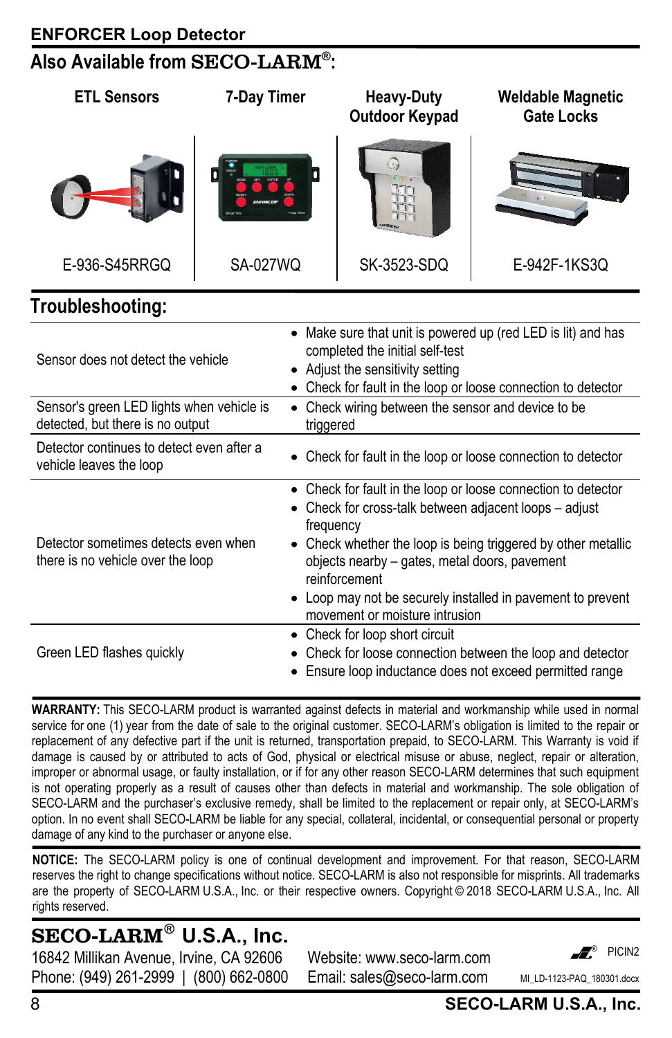## Also Available from SECO-LARM®:

| ETL Sensors | 7-Day Timer | Heavy-Duty Outdoor Keypad | Weldable Magnetic Gate Locks |
|---|---|---|---|
| E-936-S45RRGQ | SA-027WQ | SK-3523-SDQ | E-942F-1KS3Q |

## Troubleshooting:

| | |
|---|---|
| Sensor does not detect the vehicle | • Make sure that unit is powered up (red LED is lit) and has completed the initial self-test<br>• Adjust the sensitivity setting<br>• Check for fault in the loop or loose connection to detector |
| Sensor's green LED lights when vehicle is detected, but there is no output | • Check wiring between the sensor and device to be triggered |
| Detector continues to detect even after a vehicle leaves the loop | • Check for fault in the loop or loose connection to detector |
| Detector sometimes detects even when there is no vehicle over the loop | • Check for fault in the loop or loose connection to detector<br>• Check for cross-talk between adjacent loops – adjust frequency<br>• Check whether the loop is being triggered by other metallic objects nearby – gates, metal doors, pavement reinforcement<br>• Loop may not be securely installed in pavement to prevent movement or moisture intrusion |
| Green LED flashes quickly | • Check for loop short circuit<br>• Check for loose connection between the loop and detector<br>• Ensure loop inductance does not exceed permitted range |

**WARRANTY:** This SECO-LARM product is warranted against defects in material and workmanship while used in normal service for one (1) year from the date of sale to the original customer. SECO-LARM's obligation is limited to the repair or replacement of any defective part if the unit is returned, transportation prepaid, to SECO-LARM. This Warranty is void if damage is caused by or attributed to acts of God, physical or electrical misuse or abuse, neglect, repair or alteration, improper or abnormal usage, or faulty installation, or if for any other reason SECO-LARM determines that such equipment is not operating properly as a result of causes other than defects in material and workmanship. The sole obligation of SECO-LARM and the purchaser's exclusive remedy, shall be limited to the replacement or repair only, at SECO-LARM's option. In no event shall SECO-LARM be liable for any special, collateral, incidental, or consequential personal or property damage of any kind to the purchaser or anyone else.

**NOTICE:** The SECO-LARM policy is one of continual development and improvement. For that reason, SECO-LARM reserves the right to change specifications without notice. SECO-LARM is also not responsible for misprints. All trademarks are the property of SECO-LARM U.S.A., Inc. or their respective owners. Copyright © 2018 SECO-LARM U.S.A., Inc. All rights reserved.

**SECO-LARM® U.S.A., Inc.**

16842 Millikan Avenue, Irvine, CA 92606
Phone: (949) 261-2999 | (800) 662-0800

Website: www.seco-larm.com
Email: sales@seco-larm.com

PICIN2

MI_LD-1123-PAQ_180301.docx